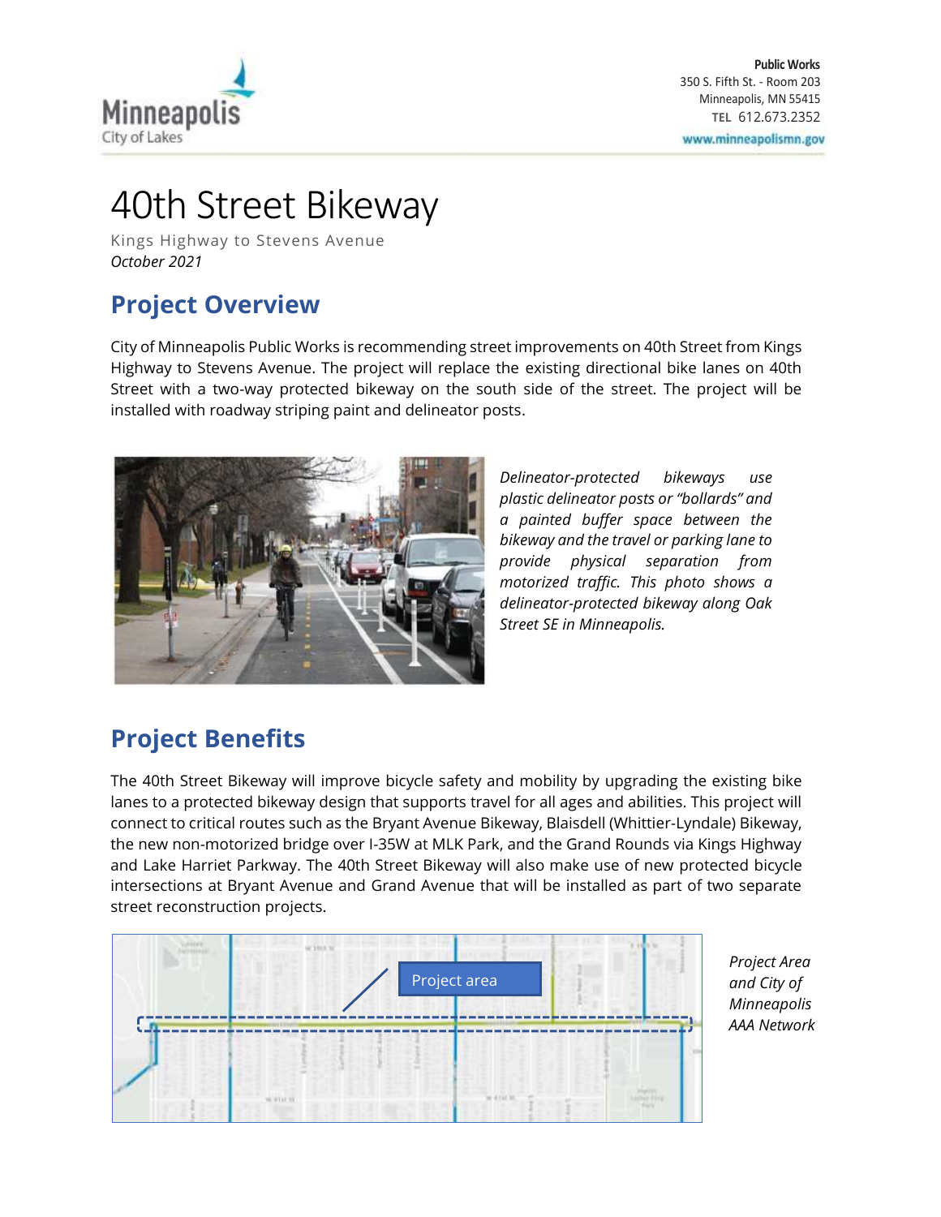Public Works
350 S. Fifth St. - Room 203
Minneapolis, MN 55415
TEL 612.673.2352
www.minneapolismn.gov

# 40th Street Bikeway

Kings Highway to Stevens Avenue
*October 2021*

## Project Overview

City of Minneapolis Public Works is recommending street improvements on 40th Street from Kings Highway to Stevens Avenue. The project will replace the existing directional bike lanes on 40th Street with a two-way protected bikeway on the south side of the street. The project will be installed with roadway striping paint and delineator posts.

*Delineator-protected bikeways use plastic delineator posts or "bollards" and a painted buffer space between the bikeway and the travel or parking lane to provide physical separation from motorized traffic. This photo shows a delineator-protected bikeway along Oak Street SE in Minneapolis.*

## Project Benefits

The 40th Street Bikeway will improve bicycle safety and mobility by upgrading the existing bike lanes to a protected bikeway design that supports travel for all ages and abilities. This project will connect to critical routes such as the Bryant Avenue Bikeway, Blaisdell (Whittier-Lyndale) Bikeway, the new non-motorized bridge over I-35W at MLK Park, and the Grand Rounds via Kings Highway and Lake Harriet Parkway. The 40th Street Bikeway will also make use of new protected bicycle intersections at Bryant Avenue and Grand Avenue that will be installed as part of two separate street reconstruction projects.

Project area

*Project Area and City of Minneapolis AAA Network*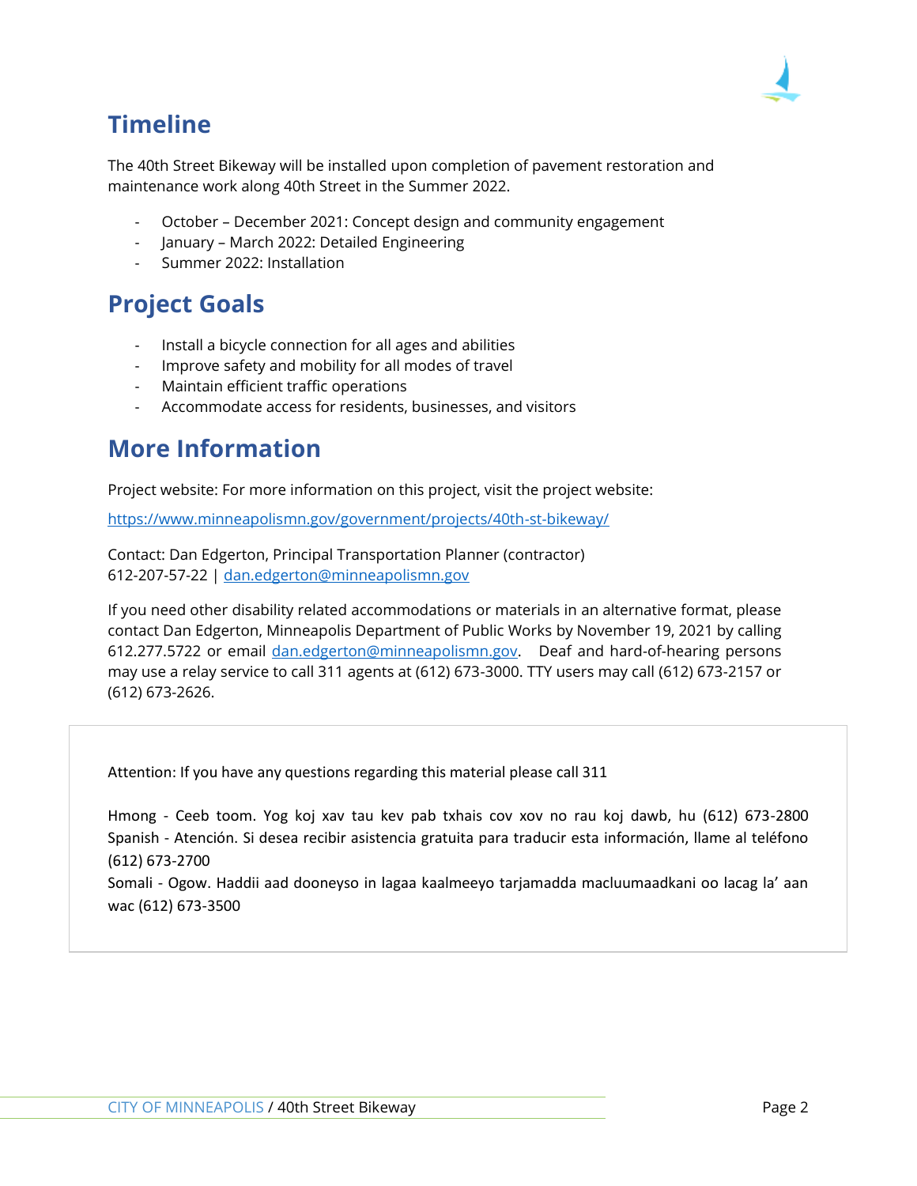## Timeline

The 40th Street Bikeway will be installed upon completion of pavement restoration and maintenance work along 40th Street in the Summer 2022.

- October – December 2021: Concept design and community engagement
- January – March 2022: Detailed Engineering
- Summer 2022: Installation

## Project Goals

- Install a bicycle connection for all ages and abilities
- Improve safety and mobility for all modes of travel
- Maintain efficient traffic operations
- Accommodate access for residents, businesses, and visitors

## More Information

Project website: For more information on this project, visit the project website:

https://www.minneapolismn.gov/government/projects/40th-st-bikeway/

Contact: Dan Edgerton, Principal Transportation Planner (contractor)
612-207-57-22 | dan.edgerton@minneapolismn.gov

If you need other disability related accommodations or materials in an alternative format, please contact Dan Edgerton, Minneapolis Department of Public Works by November 19, 2021 by calling 612.277.5722 or email dan.edgerton@minneapolismn.gov. Deaf and hard-of-hearing persons may use a relay service to call 311 agents at (612) 673-3000. TTY users may call (612) 673-2157 or (612) 673-2626.

Attention: If you have any questions regarding this material please call 311

Hmong - Ceeb toom. Yog koj xav tau kev pab txhais cov xov no rau koj dawb, hu (612) 673-2800
Spanish - Atención. Si desea recibir asistencia gratuita para traducir esta información, llame al teléfono (612) 673-2700
Somali - Ogow. Haddii aad dooneyso in lagaa kaalmeeyo tarjamadda macluumaadkani oo lacag la' aan wac (612) 673-3500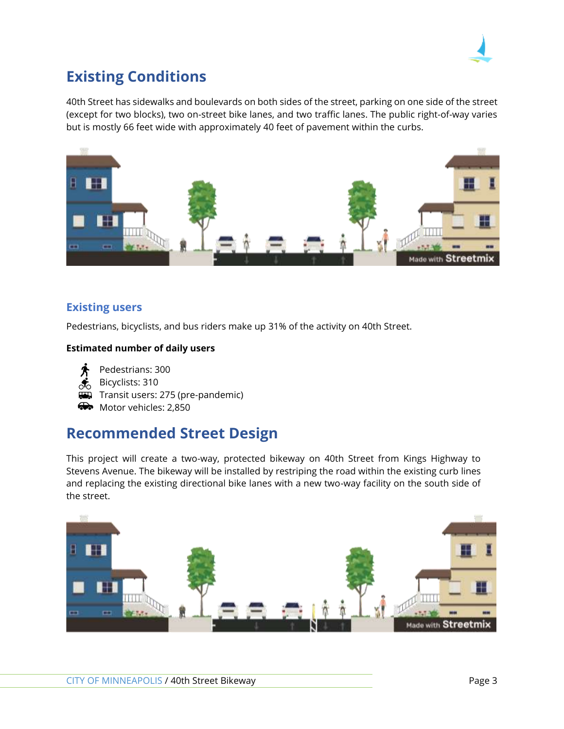## Existing Conditions

40th Street has sidewalks and boulevards on both sides of the street, parking on one side of the street (except for two blocks), two on-street bike lanes, and two traffic lanes. The public right-of-way varies but is mostly 66 feet wide with approximately 40 feet of pavement within the curbs.

### Existing users

Pedestrians, bicyclists, and bus riders make up 31% of the activity on 40th Street.

**Estimated number of daily users**

- Pedestrians: 300
- Bicyclists: 310
- Transit users: 275 (pre-pandemic)
- Motor vehicles: 2,850

## Recommended Street Design

This project will create a two-way, protected bikeway on 40th Street from Kings Highway to Stevens Avenue. The bikeway will be installed by restriping the road within the existing curb lines and replacing the existing directional bike lanes with a new two-way facility on the south side of the street.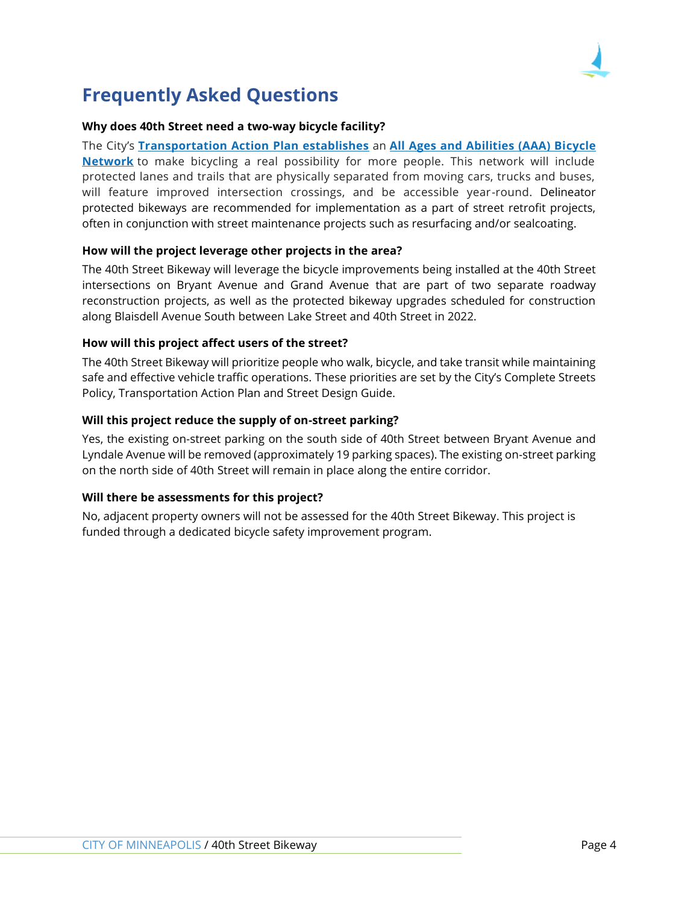# Frequently Asked Questions

**Why does 40th Street need a two-way bicycle facility?**

The City's **Transportation Action Plan establishes** an **All Ages and Abilities (AAA) Bicycle Network** to make bicycling a real possibility for more people. This network will include protected lanes and trails that are physically separated from moving cars, trucks and buses, will feature improved intersection crossings, and be accessible year-round. Delineator protected bikeways are recommended for implementation as a part of street retrofit projects, often in conjunction with street maintenance projects such as resurfacing and/or sealcoating.

**How will the project leverage other projects in the area?**

The 40th Street Bikeway will leverage the bicycle improvements being installed at the 40th Street intersections on Bryant Avenue and Grand Avenue that are part of two separate roadway reconstruction projects, as well as the protected bikeway upgrades scheduled for construction along Blaisdell Avenue South between Lake Street and 40th Street in 2022.

**How will this project affect users of the street?**

The 40th Street Bikeway will prioritize people who walk, bicycle, and take transit while maintaining safe and effective vehicle traffic operations. These priorities are set by the City's Complete Streets Policy, Transportation Action Plan and Street Design Guide.

**Will this project reduce the supply of on-street parking?**

Yes, the existing on-street parking on the south side of 40th Street between Bryant Avenue and Lyndale Avenue will be removed (approximately 19 parking spaces). The existing on-street parking on the north side of 40th Street will remain in place along the entire corridor.

**Will there be assessments for this project?**

No, adjacent property owners will not be assessed for the 40th Street Bikeway. This project is funded through a dedicated bicycle safety improvement program.